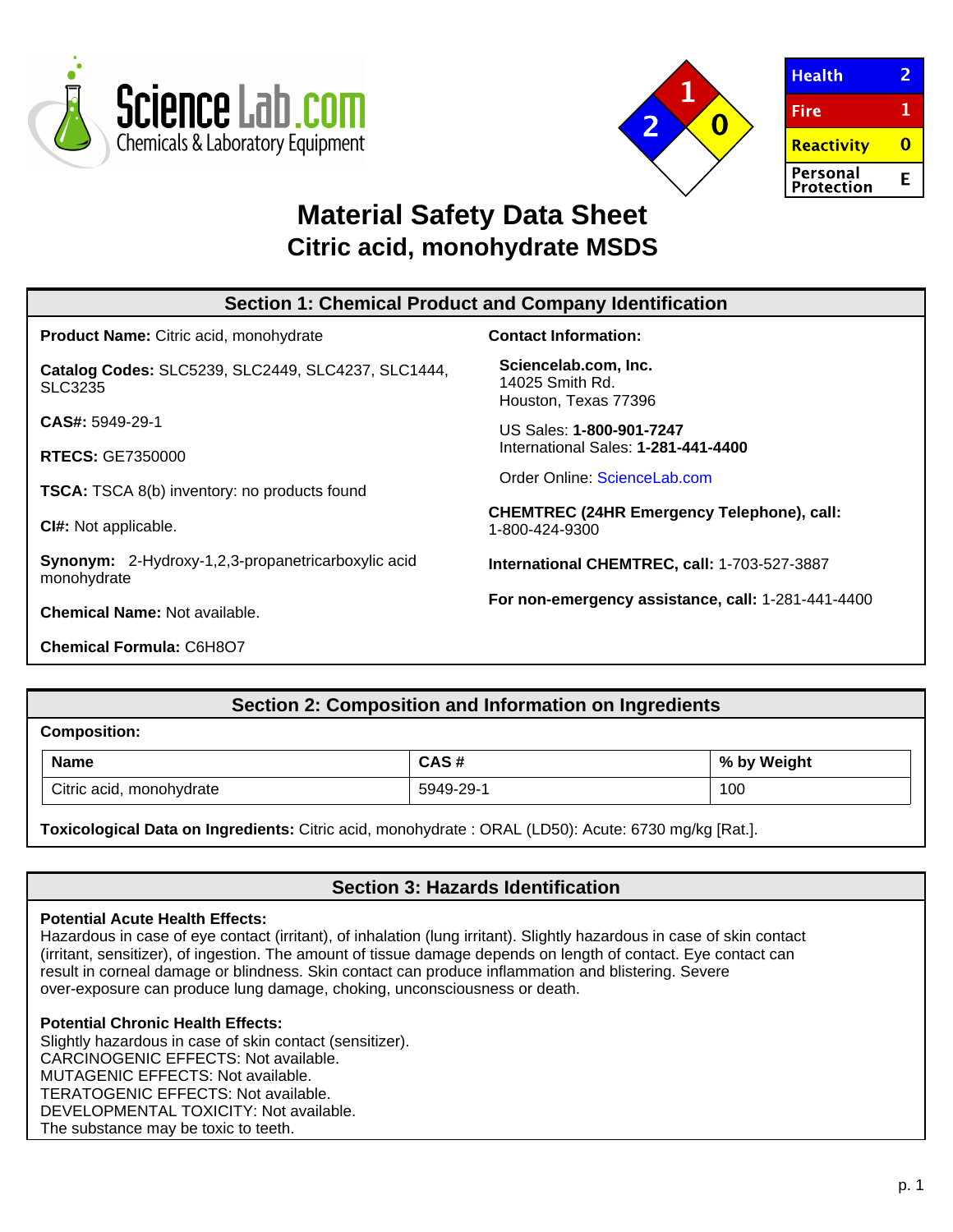Health 2

Fire 1

Reactivity 0

Personal Protection E

# Material Safety Data Sheet
## Citric acid, monohydrate MSDS

### Section 1: Chemical Product and Company Identification

**Product Name:** Citric acid, monohydrate

**Catalog Codes:** SLC5239, SLC2449, SLC4237, SLC1444, SLC3235

**CAS#:** 5949-29-1

**RTECS:** GE7350000

**TSCA:** TSCA 8(b) inventory: no products found

**CI#:** Not applicable.

**Synonym:** 2-Hydroxy-1,2,3-propanetricarboxylic acid monohydrate

**Chemical Name:** Not available.

**Chemical Formula:** C6H8O7

**Contact Information:**

**Sciencelab.com, Inc.**
14025 Smith Rd.
Houston, Texas 77396

US Sales: **1-800-901-7247**
International Sales: **1-281-441-4400**

Order Online: ScienceLab.com

**CHEMTREC (24HR Emergency Telephone), call:**
1-800-424-9300

**International CHEMTREC, call:** 1-703-527-3887

**For non-emergency assistance, call:** 1-281-441-4400

### Section 2: Composition and Information on Ingredients

**Composition:**

| Name | CAS # | % by Weight |
|---|---|---|
| Citric acid, monohydrate | 5949-29-1 | 100 |

**Toxicological Data on Ingredients:** Citric acid, monohydrate : ORAL (LD50): Acute: 6730 mg/kg [Rat.].

### Section 3: Hazards Identification

**Potential Acute Health Effects:**
Hazardous in case of eye contact (irritant), of inhalation (lung irritant). Slightly hazardous in case of skin contact (irritant, sensitizer), of ingestion. The amount of tissue damage depends on length of contact. Eye contact can result in corneal damage or blindness. Skin contact can produce inflammation and blistering. Severe over-exposure can produce lung damage, choking, unconsciousness or death.

**Potential Chronic Health Effects:**
Slightly hazardous in case of skin contact (sensitizer).
CARCINOGENIC EFFECTS: Not available.
MUTAGENIC EFFECTS: Not available.
TERATOGENIC EFFECTS: Not available.
DEVELOPMENTAL TOXICITY: Not available.
The substance may be toxic to teeth.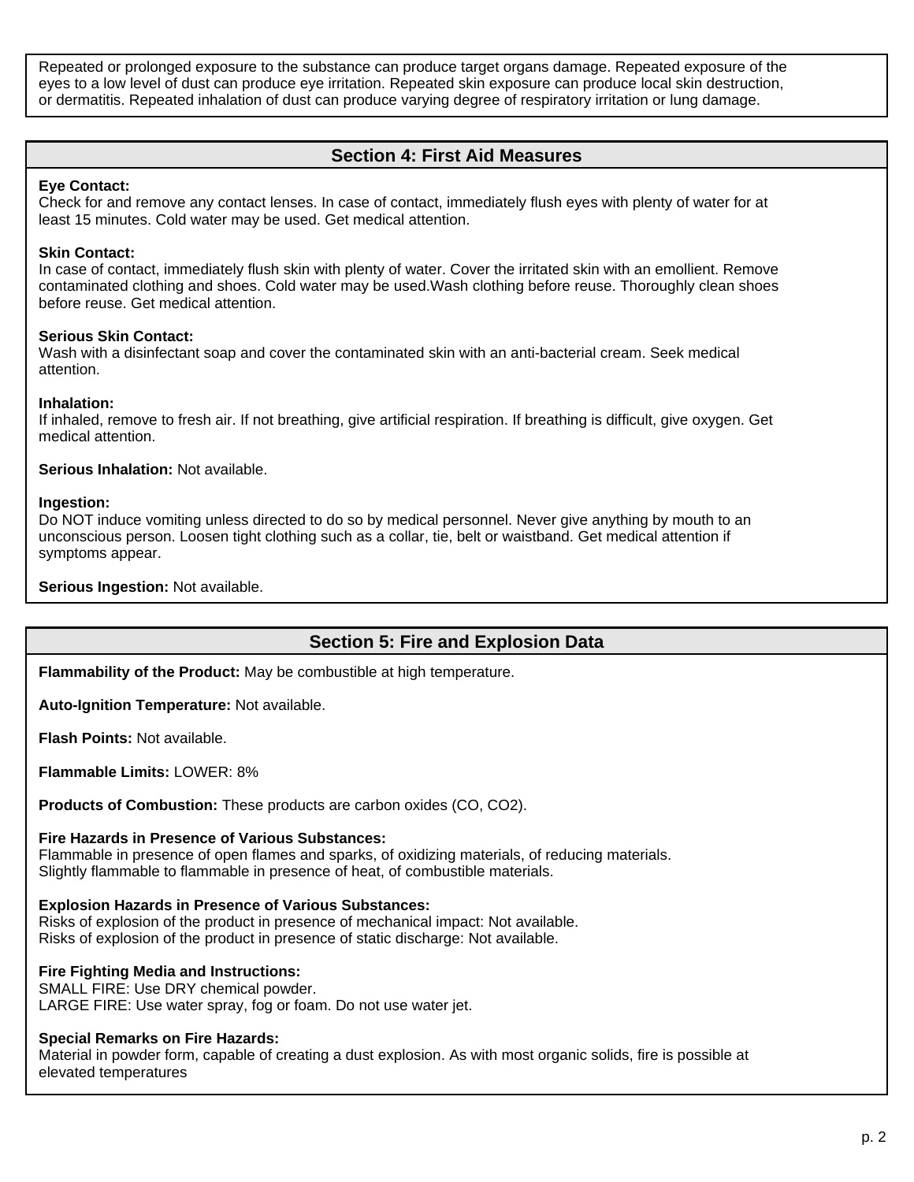Repeated or prolonged exposure to the substance can produce target organs damage. Repeated exposure of the eyes to a low level of dust can produce eye irritation. Repeated skin exposure can produce local skin destruction, or dermatitis. Repeated inhalation of dust can produce varying degree of respiratory irritation or lung damage.

## Section 4: First Aid Measures

**Eye Contact:**
Check for and remove any contact lenses. In case of contact, immediately flush eyes with plenty of water for at least 15 minutes. Cold water may be used. Get medical attention.

**Skin Contact:**
In case of contact, immediately flush skin with plenty of water. Cover the irritated skin with an emollient. Remove contaminated clothing and shoes. Cold water may be used.Wash clothing before reuse. Thoroughly clean shoes before reuse. Get medical attention.

**Serious Skin Contact:**
Wash with a disinfectant soap and cover the contaminated skin with an anti-bacterial cream. Seek medical attention.

**Inhalation:**
If inhaled, remove to fresh air. If not breathing, give artificial respiration. If breathing is difficult, give oxygen. Get medical attention.

**Serious Inhalation:** Not available.

**Ingestion:**
Do NOT induce vomiting unless directed to do so by medical personnel. Never give anything by mouth to an unconscious person. Loosen tight clothing such as a collar, tie, belt or waistband. Get medical attention if symptoms appear.

**Serious Ingestion:** Not available.

## Section 5: Fire and Explosion Data

**Flammability of the Product:** May be combustible at high temperature.

**Auto-Ignition Temperature:** Not available.

**Flash Points:** Not available.

**Flammable Limits:** LOWER: 8%

**Products of Combustion:** These products are carbon oxides (CO, $CO_2$).

**Fire Hazards in Presence of Various Substances:**
Flammable in presence of open flames and sparks, of oxidizing materials, of reducing materials.
Slightly flammable to flammable in presence of heat, of combustible materials.

**Explosion Hazards in Presence of Various Substances:**
Risks of explosion of the product in presence of mechanical impact: Not available.
Risks of explosion of the product in presence of static discharge: Not available.

**Fire Fighting Media and Instructions:**
SMALL FIRE: Use DRY chemical powder.
LARGE FIRE: Use water spray, fog or foam. Do not use water jet.

**Special Remarks on Fire Hazards:**
Material in powder form, capable of creating a dust explosion. As with most organic solids, fire is possible at elevated temperatures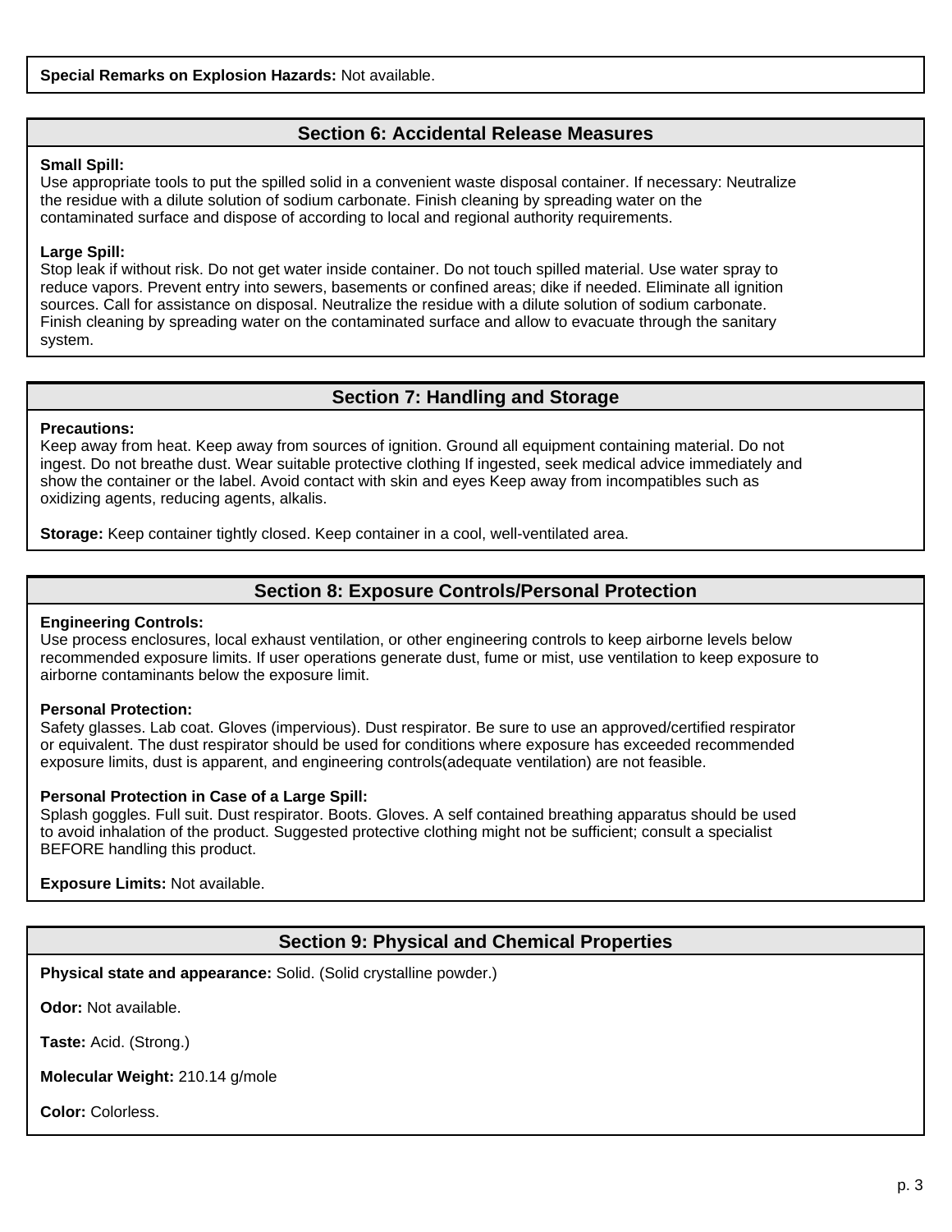**Special Remarks on Explosion Hazards:** Not available.

## Section 6: Accidental Release Measures

**Small Spill:**
Use appropriate tools to put the spilled solid in a convenient waste disposal container. If necessary: Neutralize the residue with a dilute solution of sodium carbonate. Finish cleaning by spreading water on the contaminated surface and dispose of according to local and regional authority requirements.

**Large Spill:**
Stop leak if without risk. Do not get water inside container. Do not touch spilled material. Use water spray to reduce vapors. Prevent entry into sewers, basements or confined areas; dike if needed. Eliminate all ignition sources. Call for assistance on disposal. Neutralize the residue with a dilute solution of sodium carbonate. Finish cleaning by spreading water on the contaminated surface and allow to evacuate through the sanitary system.

## Section 7: Handling and Storage

**Precautions:**
Keep away from heat. Keep away from sources of ignition. Ground all equipment containing material. Do not ingest. Do not breathe dust. Wear suitable protective clothing If ingested, seek medical advice immediately and show the container or the label. Avoid contact with skin and eyes Keep away from incompatibles such as oxidizing agents, reducing agents, alkalis.

**Storage:** Keep container tightly closed. Keep container in a cool, well-ventilated area.

## Section 8: Exposure Controls/Personal Protection

**Engineering Controls:**
Use process enclosures, local exhaust ventilation, or other engineering controls to keep airborne levels below recommended exposure limits. If user operations generate dust, fume or mist, use ventilation to keep exposure to airborne contaminants below the exposure limit.

**Personal Protection:**
Safety glasses. Lab coat. Gloves (impervious). Dust respirator. Be sure to use an approved/certified respirator or equivalent. The dust respirator should be used for conditions where exposure has exceeded recommended exposure limits, dust is apparent, and engineering controls(adequate ventilation) are not feasible.

**Personal Protection in Case of a Large Spill:**
Splash goggles. Full suit. Dust respirator. Boots. Gloves. A self contained breathing apparatus should be used to avoid inhalation of the product. Suggested protective clothing might not be sufficient; consult a specialist BEFORE handling this product.

**Exposure Limits:** Not available.

## Section 9: Physical and Chemical Properties

**Physical state and appearance:** Solid. (Solid crystalline powder.)

**Odor:** Not available.

**Taste:** Acid. (Strong.)

**Molecular Weight:** 210.14 g/mole

**Color:** Colorless.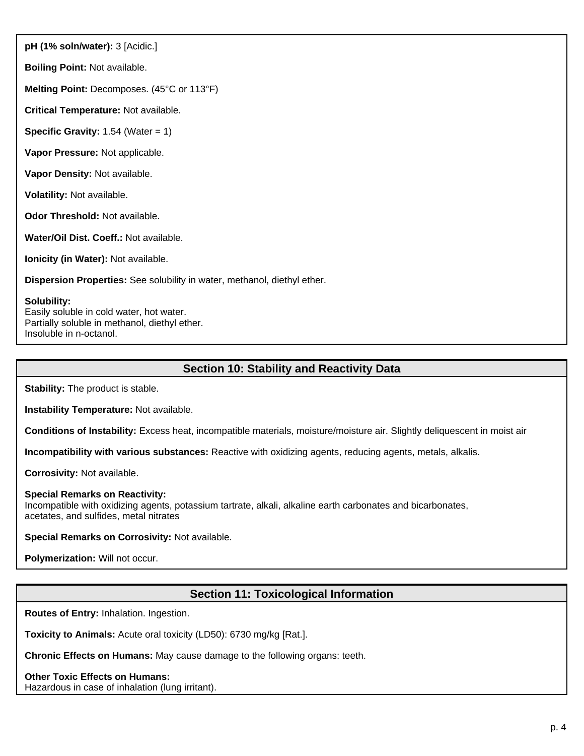**pH (1% soln/water):** 3 [Acidic.]

**Boiling Point:** Not available.

**Melting Point:** Decomposes. (45°C or 113°F)

**Critical Temperature:** Not available.

**Specific Gravity:** 1.54 (Water = 1)

**Vapor Pressure:** Not applicable.

**Vapor Density:** Not available.

**Volatility:** Not available.

**Odor Threshold:** Not available.

**Water/Oil Dist. Coeff.:** Not available.

**Ionicity (in Water):** Not available.

**Dispersion Properties:** See solubility in water, methanol, diethyl ether.

**Solubility:**
Easily soluble in cold water, hot water.
Partially soluble in methanol, diethyl ether.
Insoluble in n-octanol.

## Section 10: Stability and Reactivity Data

**Stability:** The product is stable.

**Instability Temperature:** Not available.

**Conditions of Instability:** Excess heat, incompatible materials, moisture/moisture air. Slightly deliquescent in moist air

**Incompatibility with various substances:** Reactive with oxidizing agents, reducing agents, metals, alkalis.

**Corrosivity:** Not available.

**Special Remarks on Reactivity:**
Incompatible with oxidizing agents, potassium tartrate, alkali, alkaline earth carbonates and bicarbonates, acetates, and sulfides, metal nitrates

**Special Remarks on Corrosivity:** Not available.

**Polymerization:** Will not occur.

## Section 11: Toxicological Information

**Routes of Entry:** Inhalation. Ingestion.

**Toxicity to Animals:** Acute oral toxicity (LD50): 6730 mg/kg [Rat.].

**Chronic Effects on Humans:** May cause damage to the following organs: teeth.

**Other Toxic Effects on Humans:**
Hazardous in case of inhalation (lung irritant).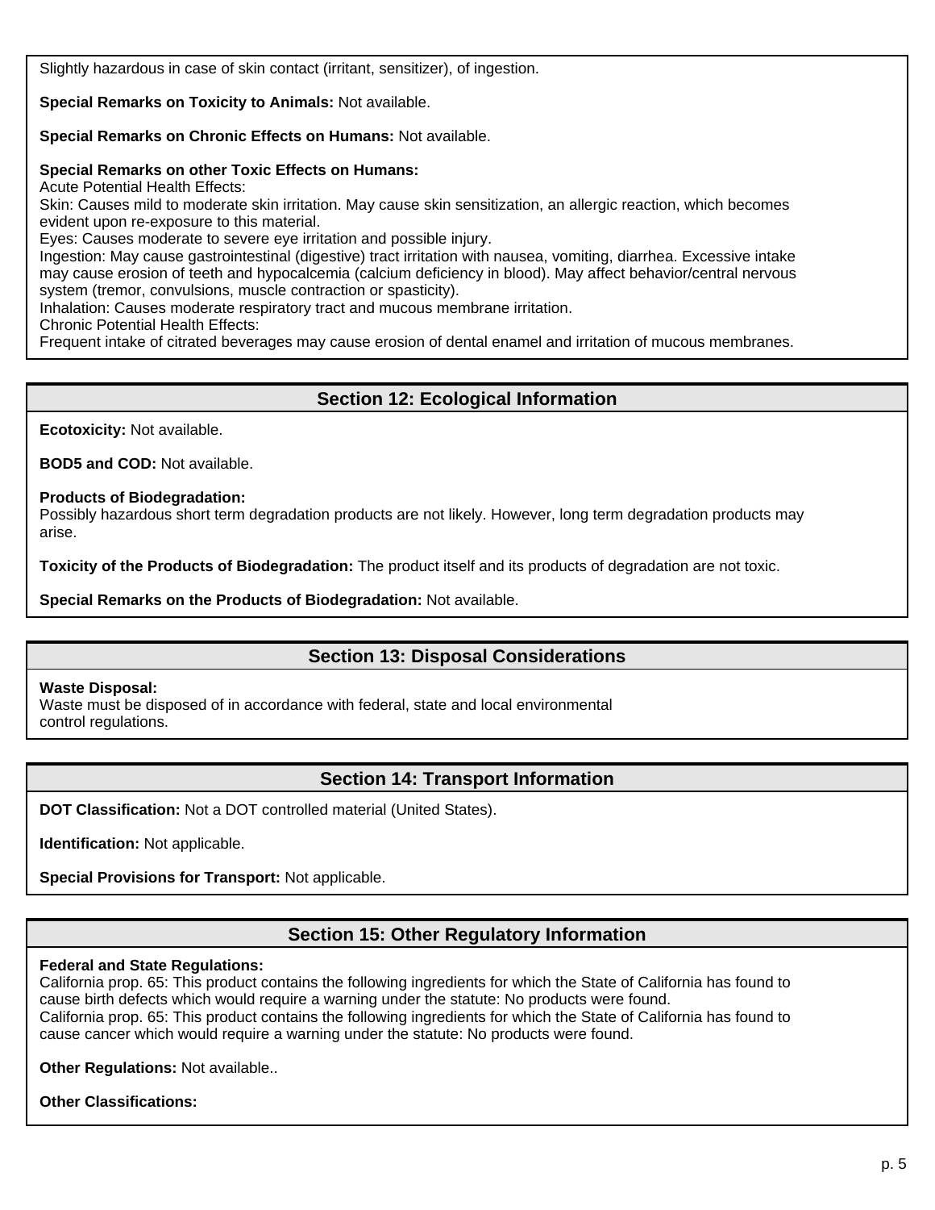Slightly hazardous in case of skin contact (irritant, sensitizer), of ingestion.

**Special Remarks on Toxicity to Animals:** Not available.

**Special Remarks on Chronic Effects on Humans:** Not available.

**Special Remarks on other Toxic Effects on Humans:**
Acute Potential Health Effects:
Skin: Causes mild to moderate skin irritation. May cause skin sensitization, an allergic reaction, which becomes evident upon re-exposure to this material.
Eyes: Causes moderate to severe eye irritation and possible injury.
Ingestion: May cause gastrointestinal (digestive) tract irritation with nausea, vomiting, diarrhea. Excessive intake may cause erosion of teeth and hypocalcemia (calcium deficiency in blood). May affect behavior/central nervous system (tremor, convulsions, muscle contraction or spasticity).
Inhalation: Causes moderate respiratory tract and mucous membrane irritation.
Chronic Potential Health Effects:
Frequent intake of citrated beverages may cause erosion of dental enamel and irritation of mucous membranes.

## Section 12: Ecological Information

**Ecotoxicity:** Not available.

**BOD5 and COD:** Not available.

**Products of Biodegradation:**
Possibly hazardous short term degradation products are not likely. However, long term degradation products may arise.

**Toxicity of the Products of Biodegradation:** The product itself and its products of degradation are not toxic.

**Special Remarks on the Products of Biodegradation:** Not available.

## Section 13: Disposal Considerations

**Waste Disposal:**
Waste must be disposed of in accordance with federal, state and local environmental control regulations.

## Section 14: Transport Information

**DOT Classification:** Not a DOT controlled material (United States).

**Identification:** Not applicable.

**Special Provisions for Transport:** Not applicable.

## Section 15: Other Regulatory Information

**Federal and State Regulations:**
California prop. 65: This product contains the following ingredients for which the State of California has found to cause birth defects which would require a warning under the statute: No products were found.
California prop. 65: This product contains the following ingredients for which the State of California has found to cause cancer which would require a warning under the statute: No products were found.

**Other Regulations:** Not available..

**Other Classifications:**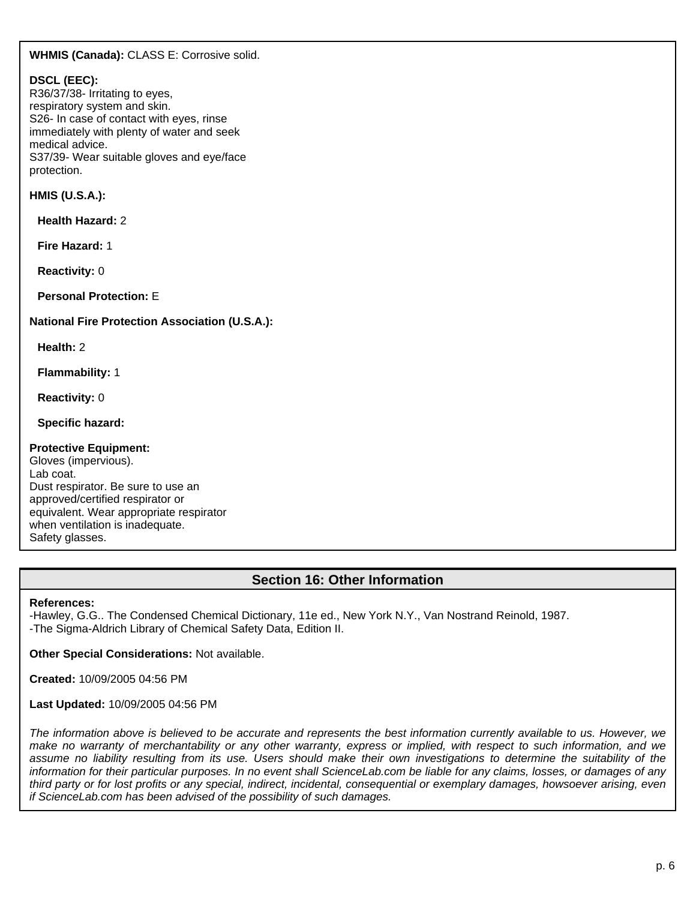**WHMIS (Canada):** CLASS E: Corrosive solid.

**DSCL (EEC):**
R36/37/38- Irritating to eyes, respiratory system and skin.
S26- In case of contact with eyes, rinse immediately with plenty of water and seek medical advice.
S37/39- Wear suitable gloves and eye/face protection.

**HMIS (U.S.A.):**

**Health Hazard:** 2

**Fire Hazard:** 1

**Reactivity:** 0

**Personal Protection:** E

**National Fire Protection Association (U.S.A.):**

**Health:** 2

**Flammability:** 1

**Reactivity:** 0

**Specific hazard:**

**Protective Equipment:**
Gloves (impervious).
Lab coat.
Dust respirator. Be sure to use an approved/certified respirator or equivalent. Wear appropriate respirator when ventilation is inadequate.
Safety glasses.

## Section 16: Other Information

**References:**
-Hawley, G.G.. The Condensed Chemical Dictionary, 11e ed., New York N.Y., Van Nostrand Reinold, 1987.
-The Sigma-Aldrich Library of Chemical Safety Data, Edition II.

**Other Special Considerations:** Not available.

**Created:** 10/09/2005 04:56 PM

**Last Updated:** 10/09/2005 04:56 PM

*The information above is believed to be accurate and represents the best information currently available to us. However, we make no warranty of merchantability or any other warranty, express or implied, with respect to such information, and we assume no liability resulting from its use. Users should make their own investigations to determine the suitability of the information for their particular purposes. In no event shall ScienceLab.com be liable for any claims, losses, or damages of any third party or for lost profits or any special, indirect, incidental, consequential or exemplary damages, howsoever arising, even if ScienceLab.com has been advised of the possibility of such damages.*